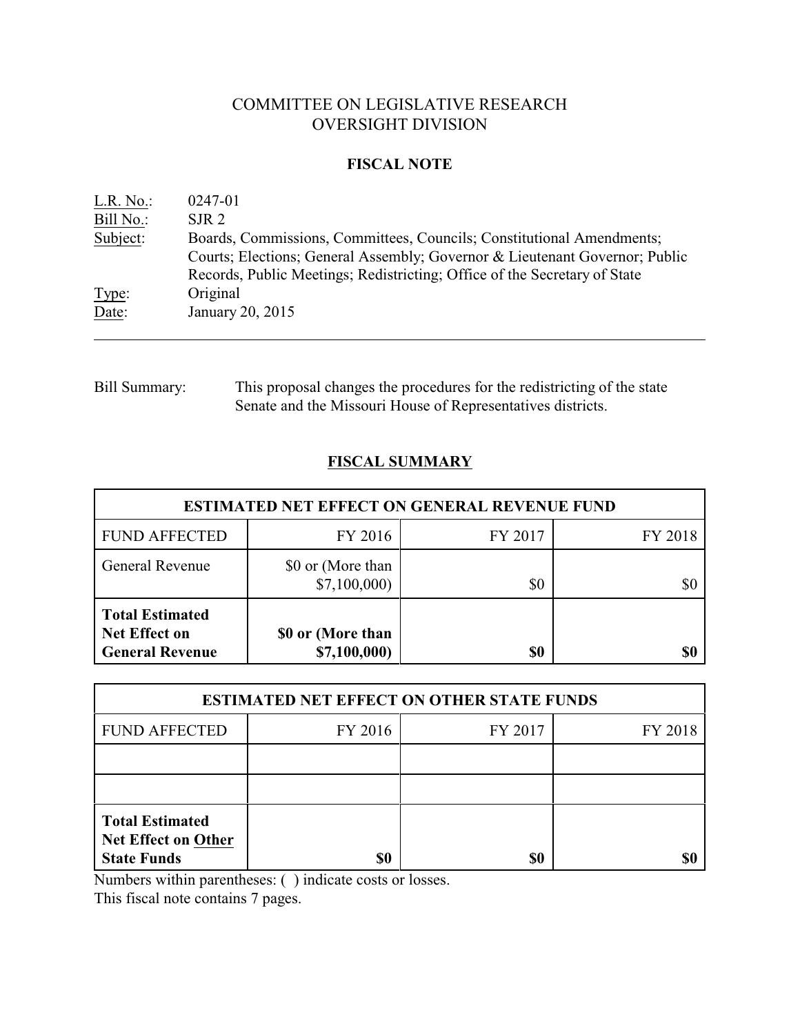# COMMITTEE ON LEGISLATIVE RESEARCH
# OVERSIGHT DIVISION

## FISCAL NOTE

L.R. No.: 0247-01
Bill No.: SJR 2
Subject: Boards, Commissions, Committees, Councils; Constitutional Amendments; Courts; Elections; General Assembly; Governor & Lieutenant Governor; Public Records, Public Meetings; Redistricting; Office of the Secretary of State
Type: Original
Date: January 20, 2015

---

Bill Summary: This proposal changes the procedures for the redistricting of the state Senate and the Missouri House of Representatives districts.

## FISCAL SUMMARY

| ESTIMATED NET EFFECT ON GENERAL REVENUE FUND | | | |
|---|---|---|---|
| FUND AFFECTED | FY 2016 | FY 2017 | FY 2018 |
| General Revenue | $0 or (More than $7,100,000) | $0 | $0 |
| **Total Estimated Net Effect on General Revenue** | **$0 or (More than $7,100,000)** | **$0** | **$0** |

| ESTIMATED NET EFFECT ON OTHER STATE FUNDS | | | |
|---|---|---|---|
| FUND AFFECTED | FY 2016 | FY 2017 | FY 2018 |
| | | | |
| | | | |
| **Total Estimated Net Effect on Other State Funds** | **$0** | **$0** | **$0** |

Numbers within parentheses: ( ) indicate costs or losses.
This fiscal note contains 7 pages.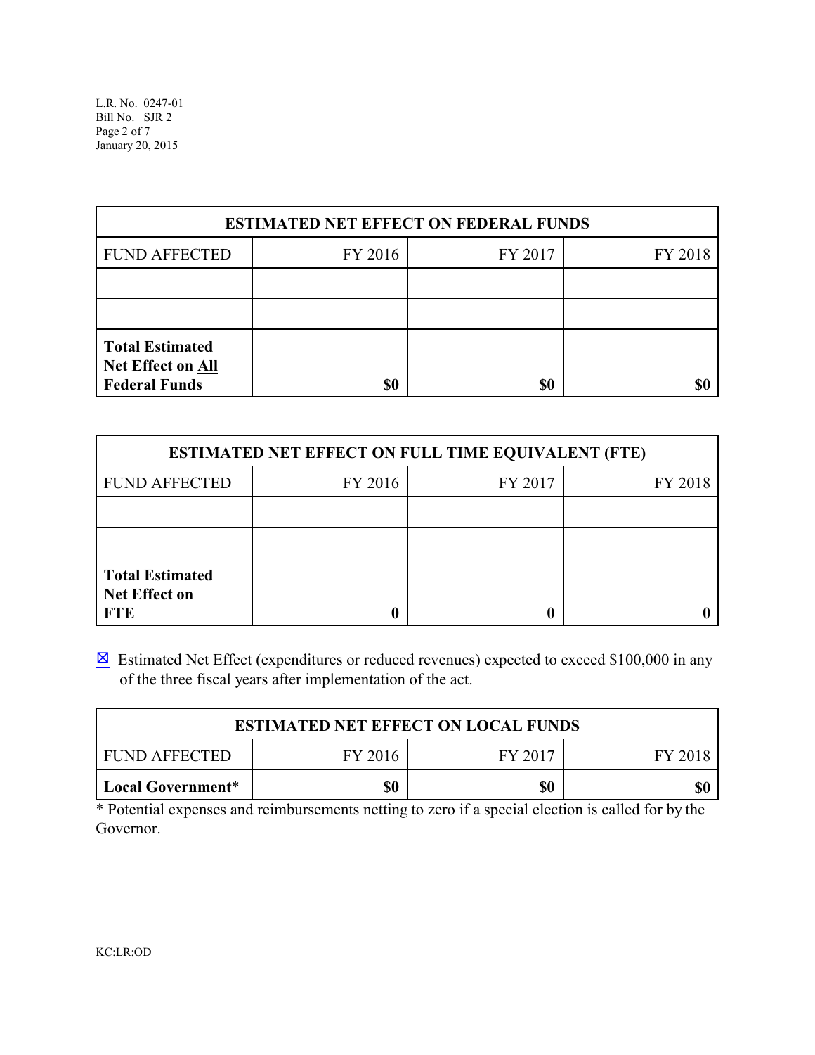| ESTIMATED NET EFFECT ON FEDERAL FUNDS | | | |
|---|---|---|---|
| FUND AFFECTED | FY 2016 | FY 2017 | FY 2018 |
| | | | |
| | | | |
| **Total Estimated Net Effect on All Federal Funds** | **$0** | **$0** | **$0** |

| ESTIMATED NET EFFECT ON FULL TIME EQUIVALENT (FTE) | | | |
|---|---|---|---|
| FUND AFFECTED | FY 2016 | FY 2017 | FY 2018 |
| | | | |
| | | | |
| **Total Estimated Net Effect on FTE** | **0** | **0** | **0** |

☒ Estimated Net Effect (expenditures or reduced revenues) expected to exceed $100,000 in any of the three fiscal years after implementation of the act.

| ESTIMATED NET EFFECT ON LOCAL FUNDS | | | |
|---|---|---|---|
| FUND AFFECTED | FY 2016 | FY 2017 | FY 2018 |
| **Local Government*** | **$0** | **$0** | **$0** |

* Potential expenses and reimbursements netting to zero if a special election is called for by the Governor.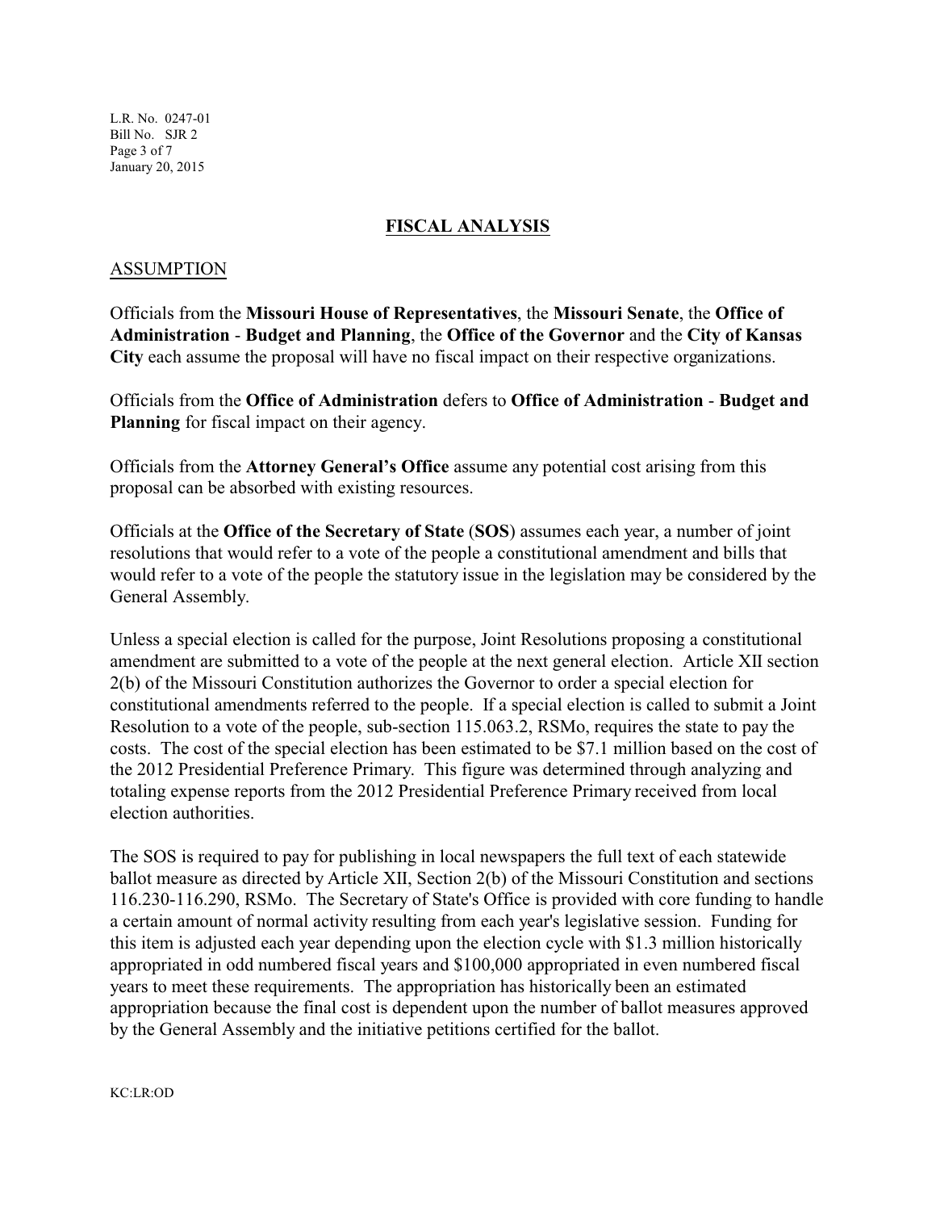## FISCAL ANALYSIS

### ASSUMPTION

Officials from the **Missouri House of Representatives**, the **Missouri Senate**, the **Office of Administration** - **Budget and Planning**, the **Office of the Governor** and the **City of Kansas City** each assume the proposal will have no fiscal impact on their respective organizations.

Officials from the **Office of Administration** defers to **Office of Administration** - **Budget and Planning** for fiscal impact on their agency.

Officials from the **Attorney General's Office** assume any potential cost arising from this proposal can be absorbed with existing resources.

Officials at the **Office of the Secretary of State** (**SOS**) assumes each year, a number of joint resolutions that would refer to a vote of the people a constitutional amendment and bills that would refer to a vote of the people the statutory issue in the legislation may be considered by the General Assembly.

Unless a special election is called for the purpose, Joint Resolutions proposing a constitutional amendment are submitted to a vote of the people at the next general election. Article XII section 2(b) of the Missouri Constitution authorizes the Governor to order a special election for constitutional amendments referred to the people. If a special election is called to submit a Joint Resolution to a vote of the people, sub-section 115.063.2, RSMo, requires the state to pay the costs. The cost of the special election has been estimated to be $7.1 million based on the cost of the 2012 Presidential Preference Primary. This figure was determined through analyzing and totaling expense reports from the 2012 Presidential Preference Primary received from local election authorities.

The SOS is required to pay for publishing in local newspapers the full text of each statewide ballot measure as directed by Article XII, Section 2(b) of the Missouri Constitution and sections 116.230-116.290, RSMo. The Secretary of State's Office is provided with core funding to handle a certain amount of normal activity resulting from each year's legislative session. Funding for this item is adjusted each year depending upon the election cycle with $1.3 million historically appropriated in odd numbered fiscal years and $100,000 appropriated in even numbered fiscal years to meet these requirements. The appropriation has historically been an estimated appropriation because the final cost is dependent upon the number of ballot measures approved by the General Assembly and the initiative petitions certified for the ballot.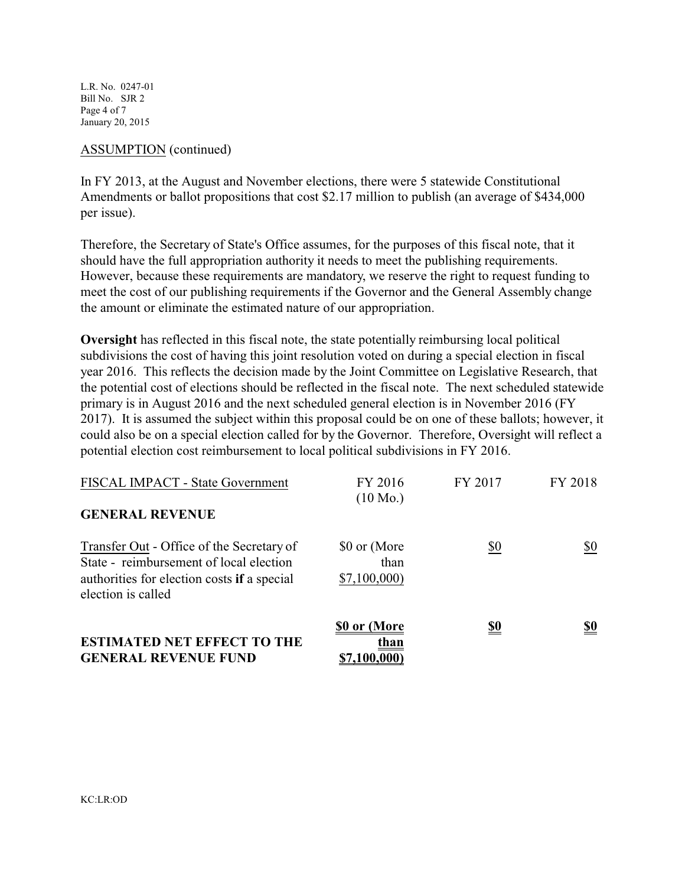ASSUMPTION (continued)

In FY 2013, at the August and November elections, there were 5 statewide Constitutional Amendments or ballot propositions that cost $2.17 million to publish (an average of $434,000 per issue).

Therefore, the Secretary of State's Office assumes, for the purposes of this fiscal note, that it should have the full appropriation authority it needs to meet the publishing requirements. However, because these requirements are mandatory, we reserve the right to request funding to meet the cost of our publishing requirements if the Governor and the General Assembly change the amount or eliminate the estimated nature of our appropriation.

**Oversight** has reflected in this fiscal note, the state potentially reimbursing local political subdivisions the cost of having this joint resolution voted on during a special election in fiscal year 2016. This reflects the decision made by the Joint Committee on Legislative Research, that the potential cost of elections should be reflected in the fiscal note. The next scheduled statewide primary is in August 2016 and the next scheduled general election is in November 2016 (FY 2017). It is assumed the subject within this proposal could be on one of these ballots; however, it could also be on a special election called for by the Governor. Therefore, Oversight will reflect a potential election cost reimbursement to local political subdivisions in FY 2016.

| FISCAL IMPACT - State Government | FY 2016 (10 Mo.) | FY 2017 | FY 2018 |
|---|---|---|---|
| **GENERAL REVENUE** | | | |
| Transfer Out - Office of the Secretary of State - reimbursement of local election authorities for election costs **if** a special election is called | $0 or (More than $7,100,000) | $0 | $0 |
| **ESTIMATED NET EFFECT TO THE GENERAL REVENUE FUND** | **$0 or (More than $7,100,000)** | **$0** | **$0** |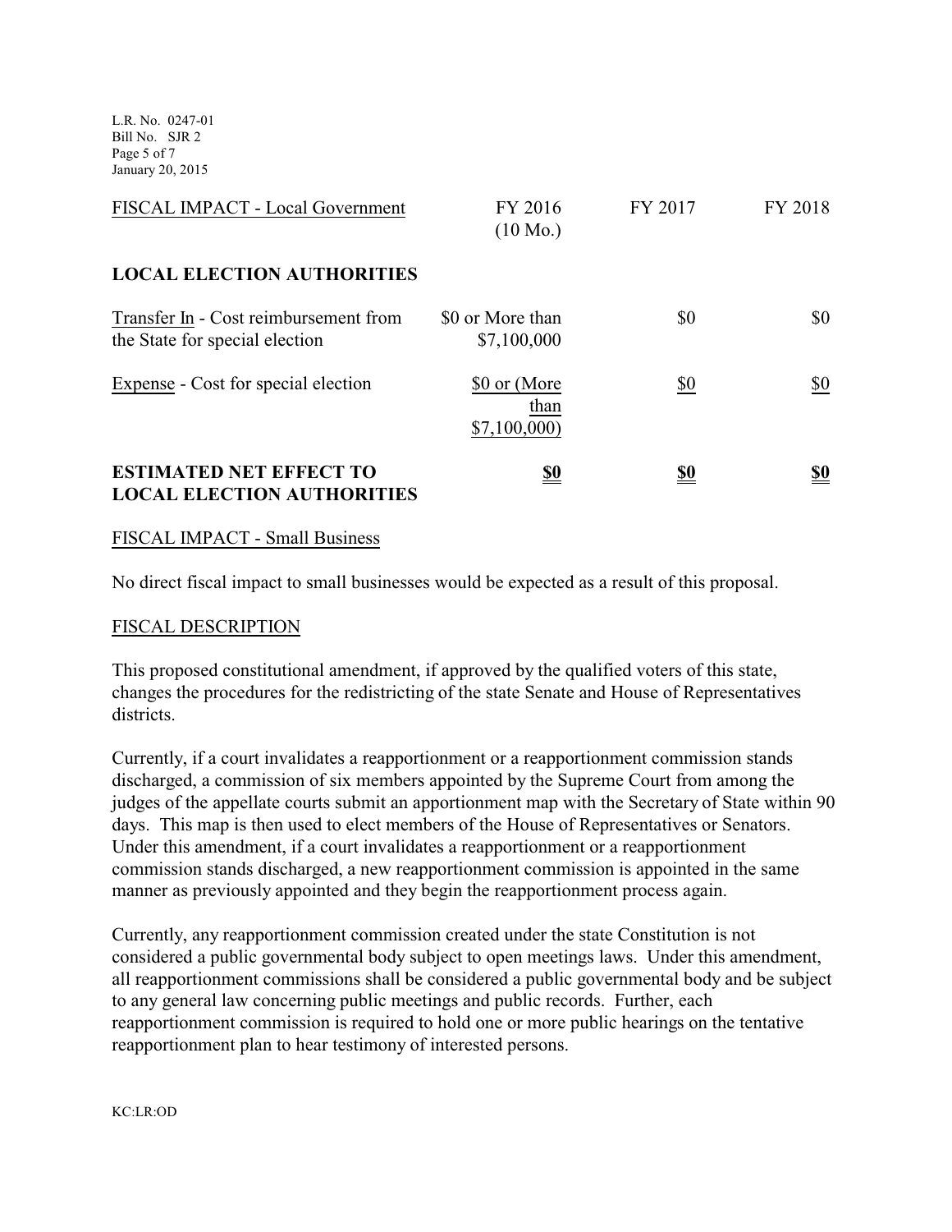| FISCAL IMPACT - Local Government | FY 2016 (10 Mo.) | FY 2017 | FY 2018 |
|---|---|---|---|
| **LOCAL ELECTION AUTHORITIES** | | | |
| Transfer In - Cost reimbursement from the State for special election | $0 or More than $7,100,000 | $0 | $0 |
| Expense - Cost for special election | $0 or (More than $7,100,000) | $0 | $0 |
| **ESTIMATED NET EFFECT TO LOCAL ELECTION AUTHORITIES** | **$0** | **$0** | **$0** |

FISCAL IMPACT - Small Business

No direct fiscal impact to small businesses would be expected as a result of this proposal.

FISCAL DESCRIPTION

This proposed constitutional amendment, if approved by the qualified voters of this state, changes the procedures for the redistricting of the state Senate and House of Representatives districts.

Currently, if a court invalidates a reapportionment or a reapportionment commission stands discharged, a commission of six members appointed by the Supreme Court from among the judges of the appellate courts submit an apportionment map with the Secretary of State within 90 days. This map is then used to elect members of the House of Representatives or Senators. Under this amendment, if a court invalidates a reapportionment or a reapportionment commission stands discharged, a new reapportionment commission is appointed in the same manner as previously appointed and they begin the reapportionment process again.

Currently, any reapportionment commission created under the state Constitution is not considered a public governmental body subject to open meetings laws. Under this amendment, all reapportionment commissions shall be considered a public governmental body and be subject to any general law concerning public meetings and public records. Further, each reapportionment commission is required to hold one or more public hearings on the tentative reapportionment plan to hear testimony of interested persons.

KC:LR:OD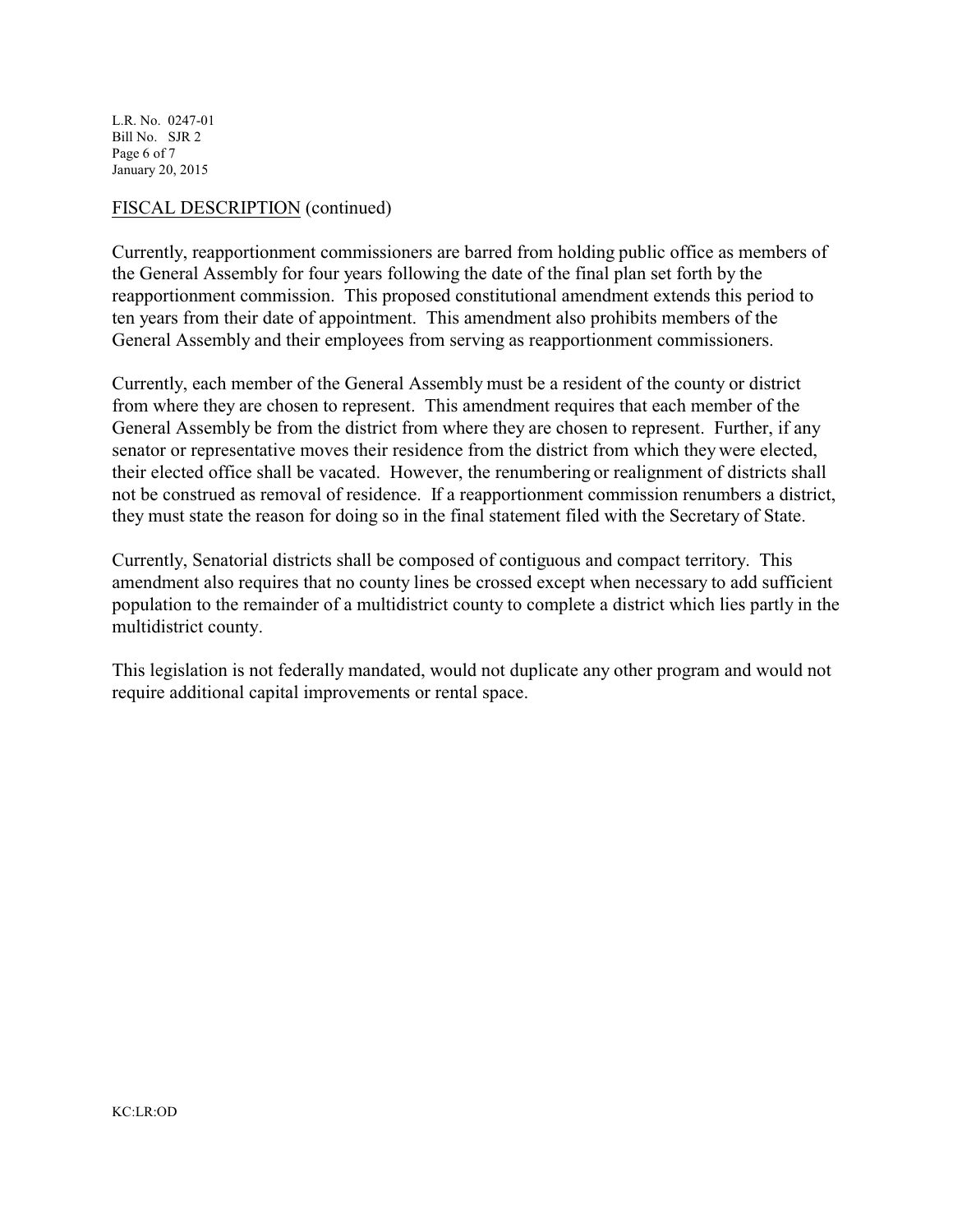FISCAL DESCRIPTION (continued)

Currently, reapportionment commissioners are barred from holding public office as members of the General Assembly for four years following the date of the final plan set forth by the reapportionment commission. This proposed constitutional amendment extends this period to ten years from their date of appointment. This amendment also prohibits members of the General Assembly and their employees from serving as reapportionment commissioners.

Currently, each member of the General Assembly must be a resident of the county or district from where they are chosen to represent. This amendment requires that each member of the General Assembly be from the district from where they are chosen to represent. Further, if any senator or representative moves their residence from the district from which they were elected, their elected office shall be vacated. However, the renumbering or realignment of districts shall not be construed as removal of residence. If a reapportionment commission renumbers a district, they must state the reason for doing so in the final statement filed with the Secretary of State.

Currently, Senatorial districts shall be composed of contiguous and compact territory. This amendment also requires that no county lines be crossed except when necessary to add sufficient population to the remainder of a multidistrict county to complete a district which lies partly in the multidistrict county.

This legislation is not federally mandated, would not duplicate any other program and would not require additional capital improvements or rental space.

KC:LR:OD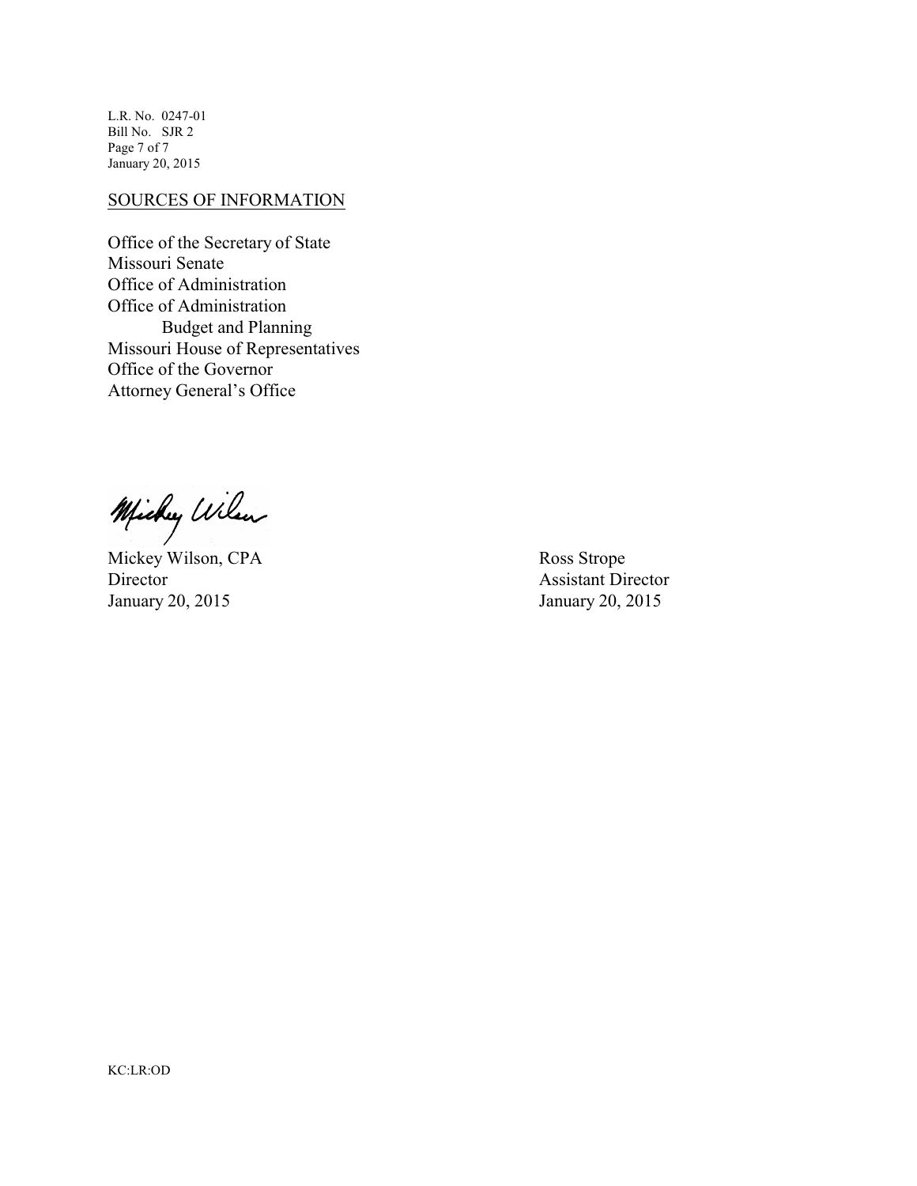## SOURCES OF INFORMATION

Office of the Secretary of State
Missouri Senate
Office of Administration
Office of Administration
    Budget and Planning
Missouri House of Representatives
Office of the Governor
Attorney General's Office

Mickey Wilson, CPA
Director
January 20, 2015

Ross Strope
Assistant Director
January 20, 2015

KC:LR:OD